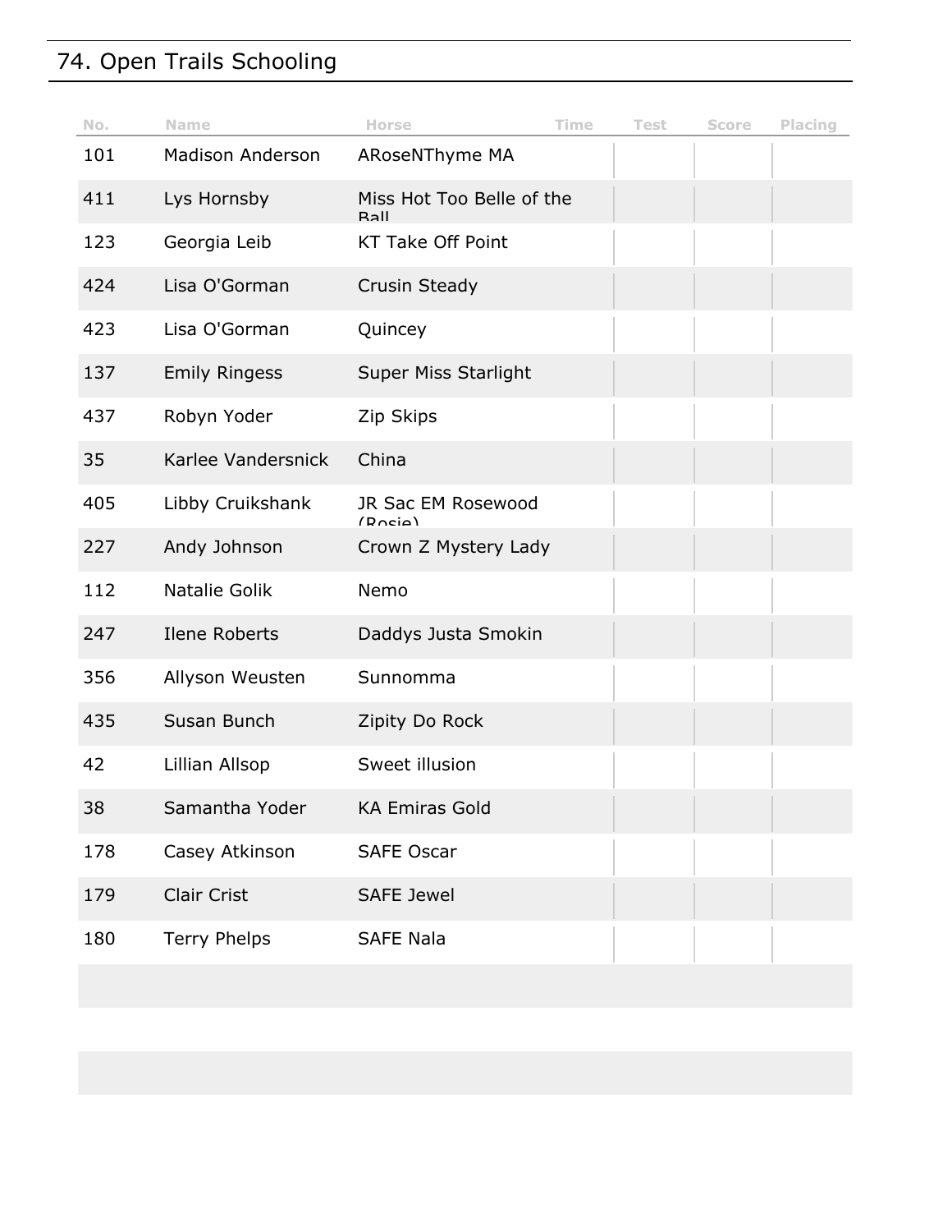## 74. Open Trails Schooling

| No. | Name | Horse | Time | Test | Score | Placing |
|---|---|---|---|---|---|---|
| 101 | Madison Anderson | ARoseNThyme MA | | | | |
| 411 | Lys Hornsby | Miss Hot Too Belle of the Ball | | | | |
| 123 | Georgia Leib | KT Take Off Point | | | | |
| 424 | Lisa O'Gorman | Crusin Steady | | | | |
| 423 | Lisa O'Gorman | Quincey | | | | |
| 137 | Emily Ringess | Super Miss Starlight | | | | |
| 437 | Robyn Yoder | Zip Skips | | | | |
| 35 | Karlee Vandersnick | China | | | | |
| 405 | Libby Cruikshank | JR Sac EM Rosewood (Rosie) | | | | |
| 227 | Andy Johnson | Crown Z Mystery Lady | | | | |
| 112 | Natalie Golik | Nemo | | | | |
| 247 | Ilene Roberts | Daddys Justa Smokin | | | | |
| 356 | Allyson Weusten | Sunnomma | | | | |
| 435 | Susan Bunch | Zipity Do Rock | | | | |
| 42 | Lillian Allsop | Sweet illusion | | | | |
| 38 | Samantha Yoder | KA Emiras Gold | | | | |
| 178 | Casey Atkinson | SAFE Oscar | | | | |
| 179 | Clair Crist | SAFE Jewel | | | | |
| 180 | Terry Phelps | SAFE Nala | | | | |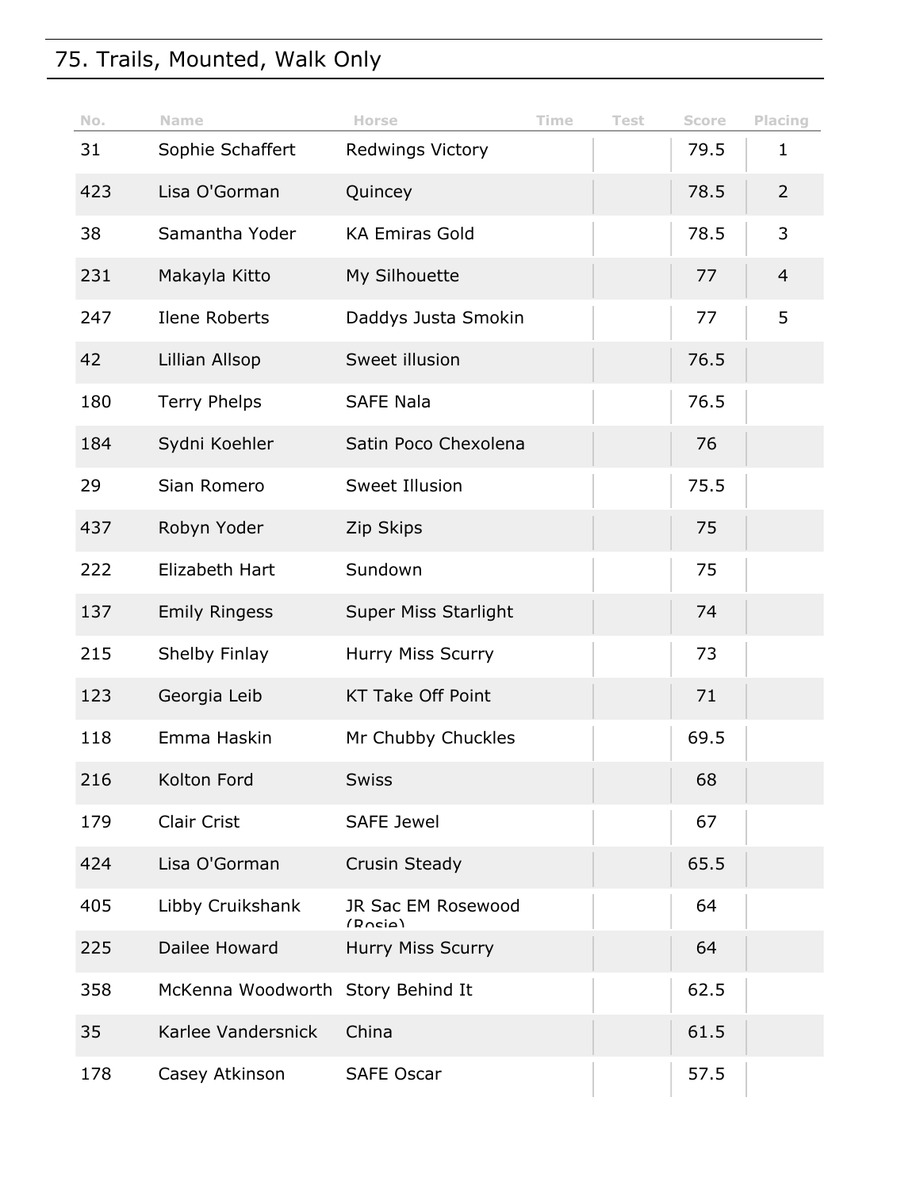## 75. Trails, Mounted, Walk Only

| No. | Name | Horse | Time | Test | Score | Placing |
| --- | --- | --- | --- | --- | --- | --- |
| 31 | Sophie Schaffert | Redwings Victory | | | 79.5 | 1 |
| 423 | Lisa O'Gorman | Quincey | | | 78.5 | 2 |
| 38 | Samantha Yoder | KA Emiras Gold | | | 78.5 | 3 |
| 231 | Makayla Kitto | My Silhouette | | | 77 | 4 |
| 247 | Ilene Roberts | Daddys Justa Smokin | | | 77 | 5 |
| 42 | Lillian Allsop | Sweet illusion | | | 76.5 | |
| 180 | Terry Phelps | SAFE Nala | | | 76.5 | |
| 184 | Sydni Koehler | Satin Poco Chexolena | | | 76 | |
| 29 | Sian Romero | Sweet Illusion | | | 75.5 | |
| 437 | Robyn Yoder | Zip Skips | | | 75 | |
| 222 | Elizabeth Hart | Sundown | | | 75 | |
| 137 | Emily Ringess | Super Miss Starlight | | | 74 | |
| 215 | Shelby Finlay | Hurry Miss Scurry | | | 73 | |
| 123 | Georgia Leib | KT Take Off Point | | | 71 | |
| 118 | Emma Haskin | Mr Chubby Chuckles | | | 69.5 | |
| 216 | Kolton Ford | Swiss | | | 68 | |
| 179 | Clair Crist | SAFE Jewel | | | 67 | |
| 424 | Lisa O'Gorman | Crusin Steady | | | 65.5 | |
| 405 | Libby Cruikshank | JR Sac EM Rosewood (Rosie) | | | 64 | |
| 225 | Dailee Howard | Hurry Miss Scurry | | | 64 | |
| 358 | McKenna Woodworth | Story Behind It | | | 62.5 | |
| 35 | Karlee Vandersnick | China | | | 61.5 | |
| 178 | Casey Atkinson | SAFE Oscar | | | 57.5 | |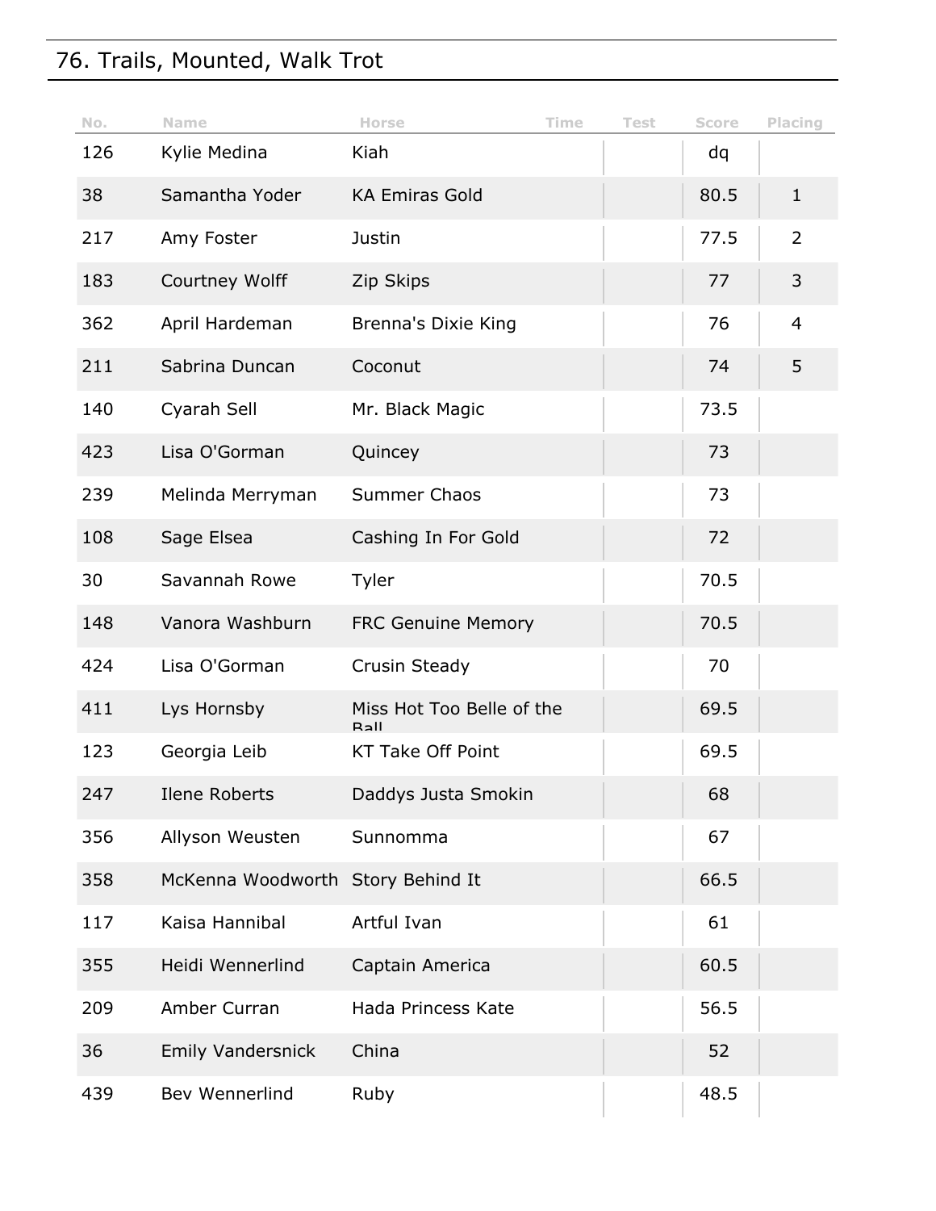## 76. Trails, Mounted, Walk Trot

| No. | Name | Horse | Time | Test | Score | Placing |
|---|---|---|---|---|---|---|
| 126 | Kylie Medina | Kiah | | | dq | |
| 38 | Samantha Yoder | KA Emiras Gold | | | 80.5 | 1 |
| 217 | Amy Foster | Justin | | | 77.5 | 2 |
| 183 | Courtney Wolff | Zip Skips | | | 77 | 3 |
| 362 | April Hardeman | Brenna's Dixie King | | | 76 | 4 |
| 211 | Sabrina Duncan | Coconut | | | 74 | 5 |
| 140 | Cyarah Sell | Mr. Black Magic | | | 73.5 | |
| 423 | Lisa O'Gorman | Quincey | | | 73 | |
| 239 | Melinda Merryman | Summer Chaos | | | 73 | |
| 108 | Sage Elsea | Cashing In For Gold | | | 72 | |
| 30 | Savannah Rowe | Tyler | | | 70.5 | |
| 148 | Vanora Washburn | FRC Genuine Memory | | | 70.5 | |
| 424 | Lisa O'Gorman | Crusin Steady | | | 70 | |
| 411 | Lys Hornsby | Miss Hot Too Belle of the Ball | | | 69.5 | |
| 123 | Georgia Leib | KT Take Off Point | | | 69.5 | |
| 247 | Ilene Roberts | Daddys Justa Smokin | | | 68 | |
| 356 | Allyson Weusten | Sunnomma | | | 67 | |
| 358 | McKenna Woodworth | Story Behind It | | | 66.5 | |
| 117 | Kaisa Hannibal | Artful Ivan | | | 61 | |
| 355 | Heidi Wennerlind | Captain America | | | 60.5 | |
| 209 | Amber Curran | Hada Princess Kate | | | 56.5 | |
| 36 | Emily Vandersnick | China | | | 52 | |
| 439 | Bev Wennerlind | Ruby | | | 48.5 | |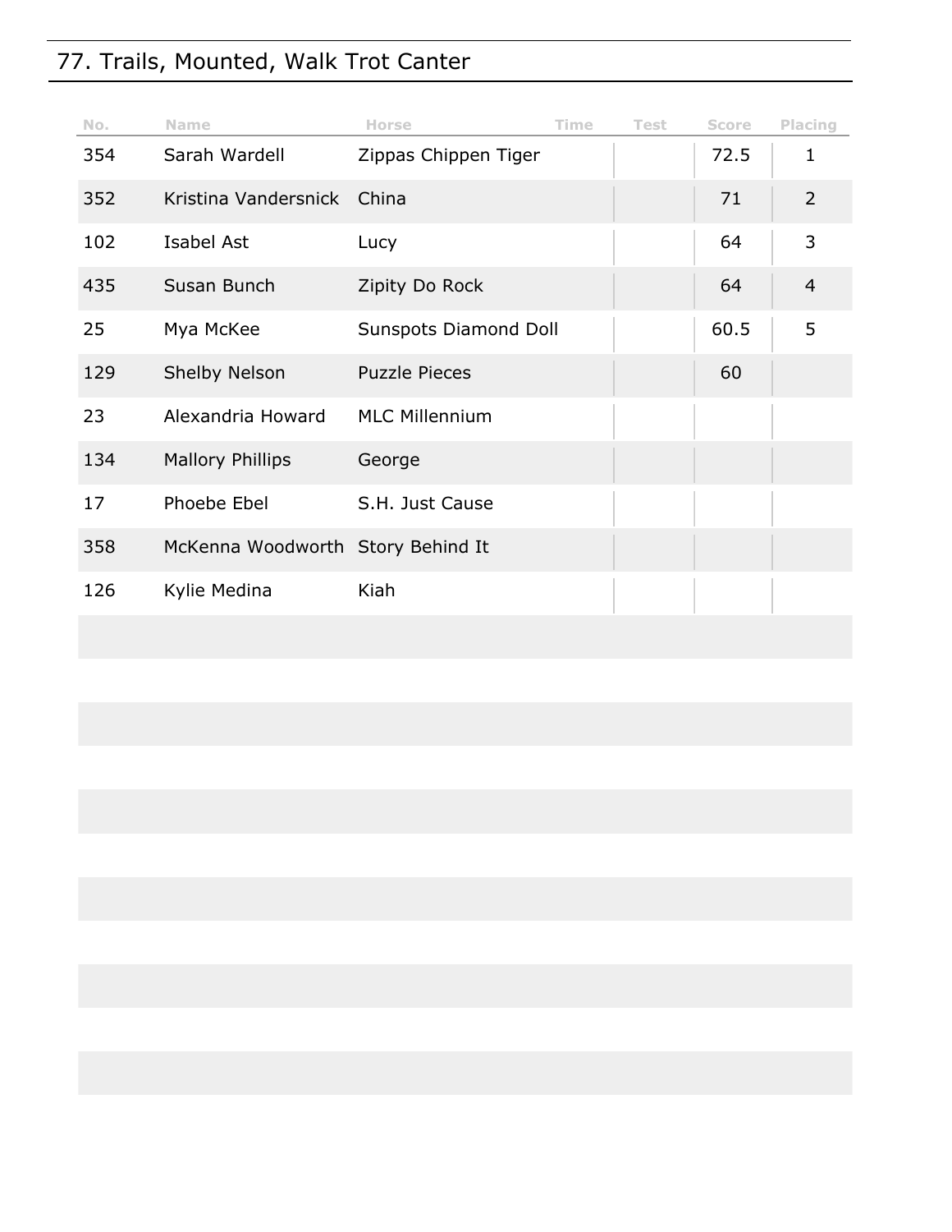## 77. Trails, Mounted, Walk Trot Canter

| No. | Name | Horse | Time | Test | Score | Placing |
|---|---|---|---|---|---|---|
| 354 | Sarah Wardell | Zippas Chippen Tiger | | | 72.5 | 1 |
| 352 | Kristina Vandersnick | China | | | 71 | 2 |
| 102 | Isabel Ast | Lucy | | | 64 | 3 |
| 435 | Susan Bunch | Zipity Do Rock | | | 64 | 4 |
| 25 | Mya McKee | Sunspots Diamond Doll | | | 60.5 | 5 |
| 129 | Shelby Nelson | Puzzle Pieces | | | 60 | |
| 23 | Alexandria Howard | MLC Millennium | | | | |
| 134 | Mallory Phillips | George | | | | |
| 17 | Phoebe Ebel | S.H. Just Cause | | | | |
| 358 | McKenna Woodworth | Story Behind It | | | | |
| 126 | Kylie Medina | Kiah | | | | |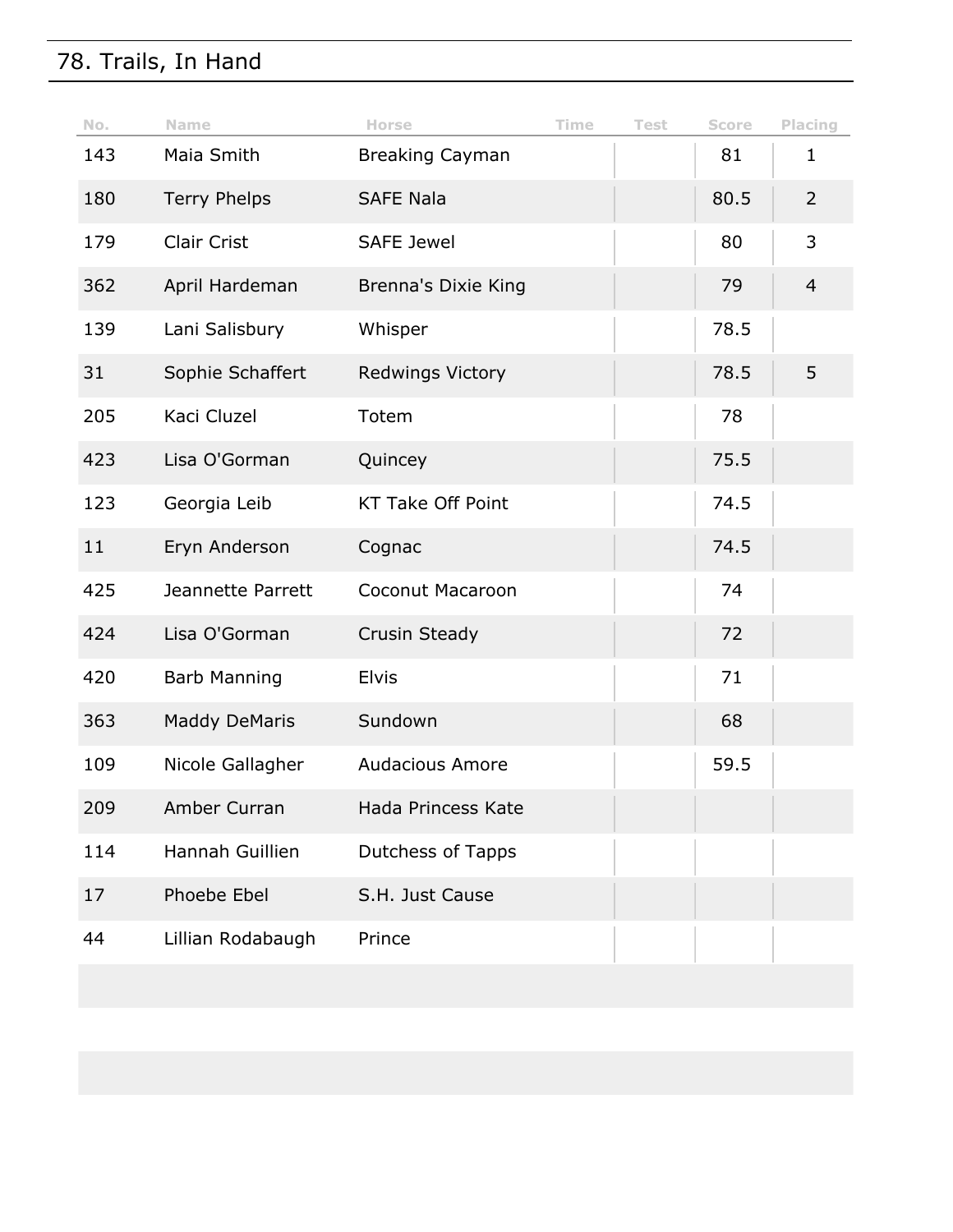## 78. Trails, In Hand

| No. | Name | Horse | Time | Test | Score | Placing |
|---|---|---|---|---|---|---|
| 143 | Maia Smith | Breaking Cayman | | | 81 | 1 |
| 180 | Terry Phelps | SAFE Nala | | | 80.5 | 2 |
| 179 | Clair Crist | SAFE Jewel | | | 80 | 3 |
| 362 | April Hardeman | Brenna's Dixie King | | | 79 | 4 |
| 139 | Lani Salisbury | Whisper | | | 78.5 | |
| 31 | Sophie Schaffert | Redwings Victory | | | 78.5 | 5 |
| 205 | Kaci Cluzel | Totem | | | 78 | |
| 423 | Lisa O'Gorman | Quincey | | | 75.5 | |
| 123 | Georgia Leib | KT Take Off Point | | | 74.5 | |
| 11 | Eryn Anderson | Cognac | | | 74.5 | |
| 425 | Jeannette Parrett | Coconut Macaroon | | | 74 | |
| 424 | Lisa O'Gorman | Crusin Steady | | | 72 | |
| 420 | Barb Manning | Elvis | | | 71 | |
| 363 | Maddy DeMaris | Sundown | | | 68 | |
| 109 | Nicole Gallagher | Audacious Amore | | | 59.5 | |
| 209 | Amber Curran | Hada Princess Kate | | | | |
| 114 | Hannah Guillien | Dutchess of Tapps | | | | |
| 17 | Phoebe Ebel | S.H. Just Cause | | | | |
| 44 | Lillian Rodabaugh | Prince | | | | |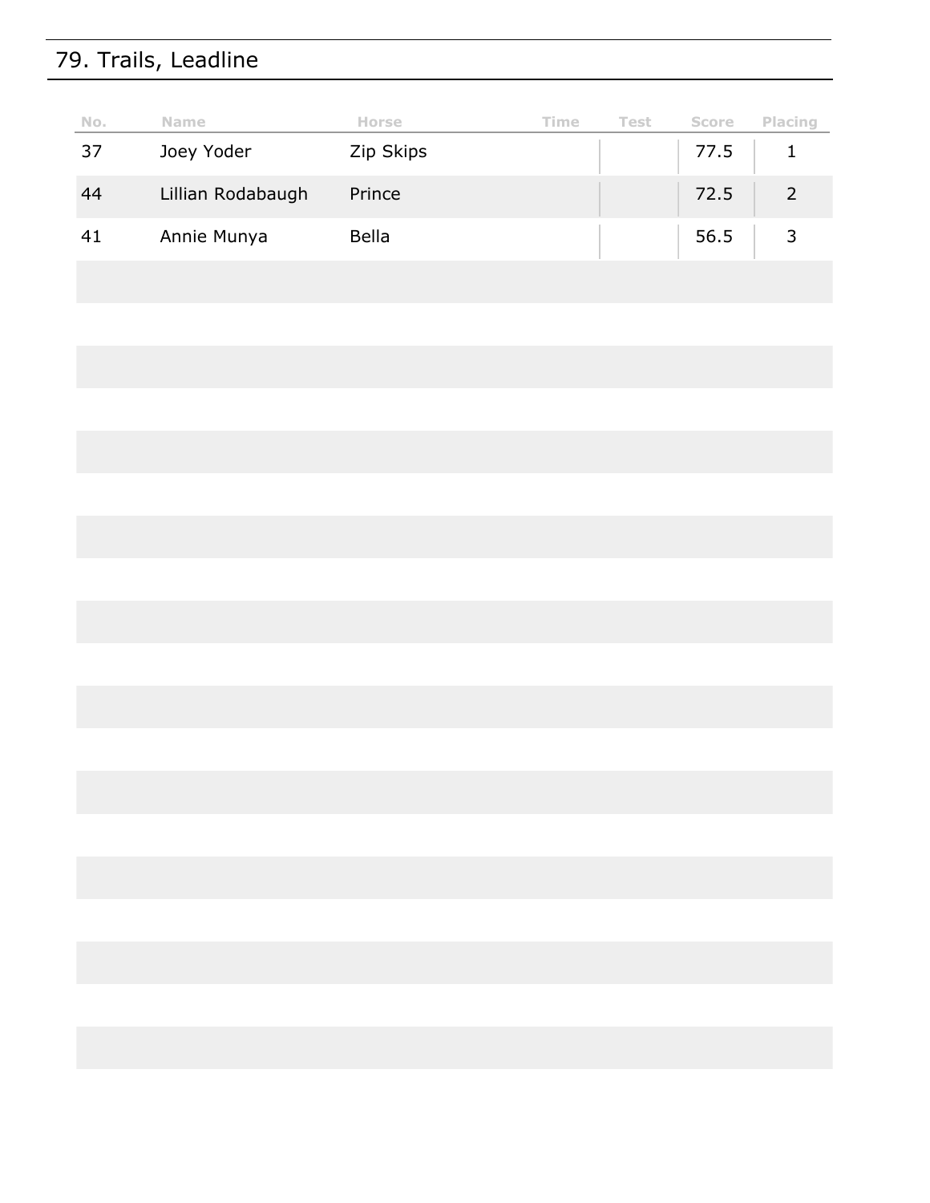## 79. Trails, Leadline

| No. | Name | Horse | Time | Test | Score | Placing |
|---|---|---|---|---|---|---|
| 37 | Joey Yoder | Zip Skips | | | 77.5 | 1 |
| 44 | Lillian Rodabaugh | Prince | | | 72.5 | 2 |
| 41 | Annie Munya | Bella | | | 56.5 | 3 |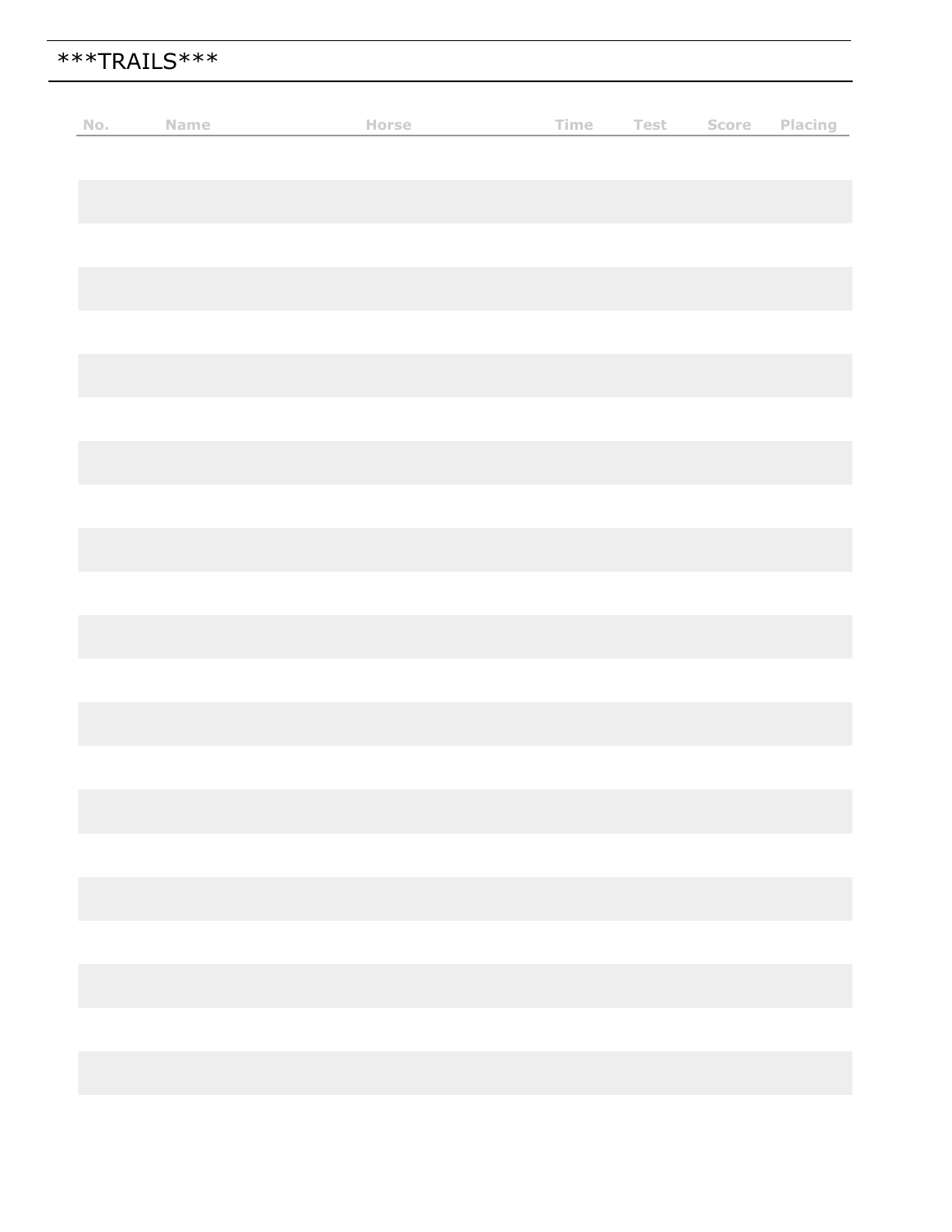***TRAILS***

| No. | Name | Horse | Time | Test | Score | Placing |
|---|---|---|---|---|---|---|
| | | | | | | |
| | | | | | | |
| | | | | | | |
| | | | | | | |
| | | | | | | |
| | | | | | | |
| | | | | | | |
| | | | | | | |
| | | | | | | |
| | | | | | | |
| | | | | | | |
| | | | | | | |
| | | | | | | |
| | | | | | | |
| | | | | | | |
| | | | | | | |
| | | | | | | |
| | | | | | | |
| | | | | | | |
| | | | | | | |
| | | | | | | |
| | | | | | | |